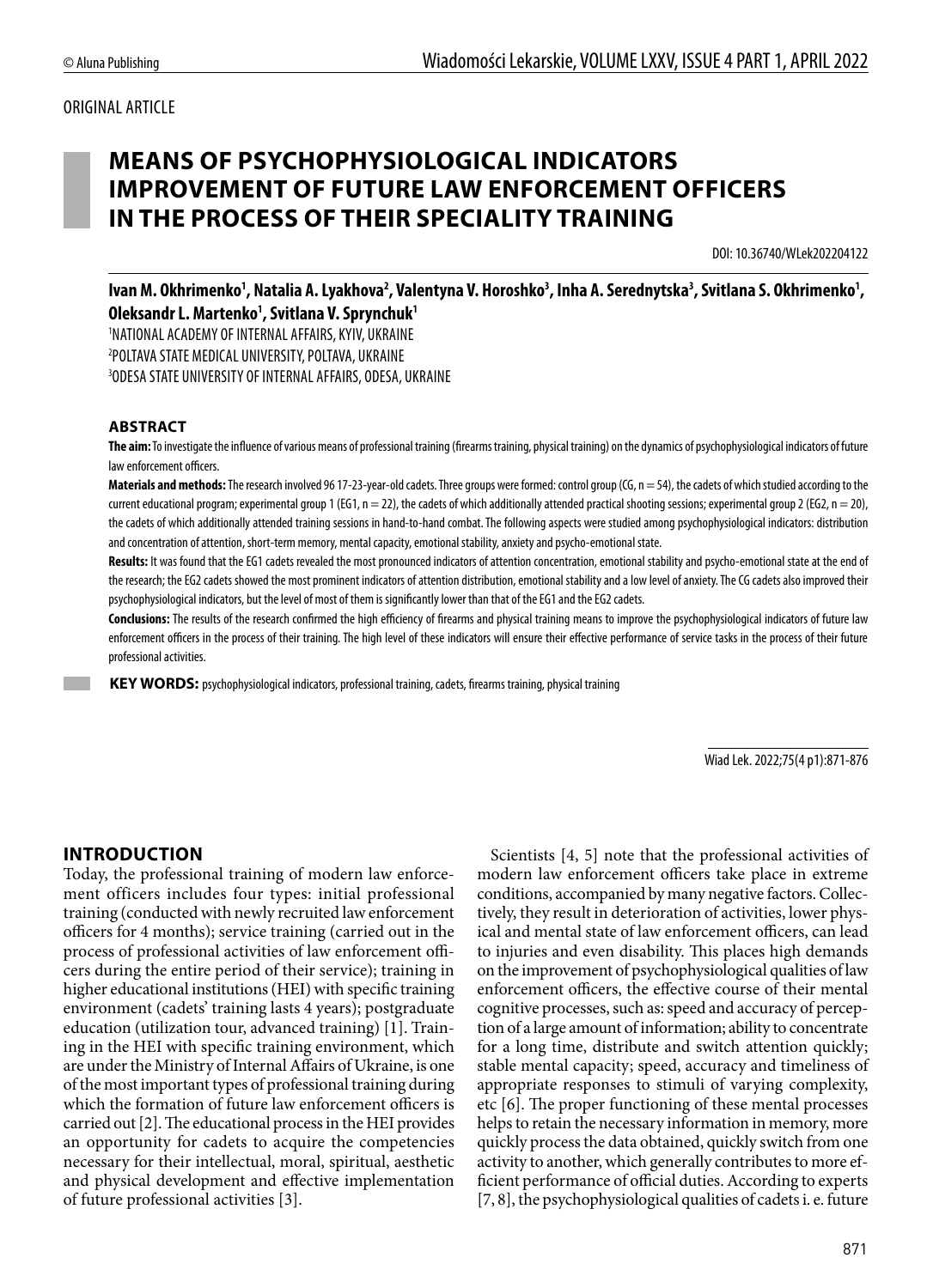ORIGINAL ARTICLE

# MEANS OF PSYCHOPHYSIOLOGICAL INDICATORS IMPROVEMENT OF FUTURE LAW ENFORCEMENT OFFICERS IN THE PROCESS OF THEIR SPECIALITY TRAINING

DOI: 10.36740/WLek202204122

**Ivan M. Okhrimenko[1], Natalia A. Lyakhova[2], Valentyna V. Horoshko[3], Inha A. Serednytska[3], Svitlana S. Okhrimenko[1], Oleksandr L. Martenko[1], Svitlana V. Sprynchuk[1]**

[1]NATIONAL ACADEMY OF INTERNAL AFFAIRS, KYIV, UKRAINE
[2]POLTAVA STATE MEDICAL UNIVERSITY, POLTAVA, UKRAINE
[3]ODESA STATE UNIVERSITY OF INTERNAL AFFAIRS, ODESA, UKRAINE

### ABSTRACT

**The aim:** To investigate the influence of various means of professional training (firearms training, physical training) on the dynamics of psychophysiological indicators of future law enforcement officers.

**Materials and methods:** The research involved 96 17-23-year-old cadets. Three groups were formed: control group (CG, n = 54), the cadets of which studied according to the current educational program; experimental group 1 (EG1, n = 22), the cadets of which additionally attended practical shooting sessions; experimental group 2 (EG2, n = 20), the cadets of which additionally attended training sessions in hand-to-hand combat. The following aspects were studied among psychophysiological indicators: distribution and concentration of attention, short-term memory, mental capacity, emotional stability, anxiety and psycho-emotional state.

**Results:** It was found that the EG1 cadets revealed the most pronounced indicators of attention concentration, emotional stability and psycho-emotional state at the end of the research; the EG2 cadets showed the most prominent indicators of attention distribution, emotional stability and a low level of anxiety. The CG cadets also improved their psychophysiological indicators, but the level of most of them is significantly lower than that of the EG1 and the EG2 cadets.

**Conclusions:** The results of the research confirmed the high efficiency of firearms and physical training means to improve the psychophysiological indicators of future law enforcement officers in the process of their training. The high level of these indicators will ensure their effective performance of service tasks in the process of their future professional activities.

**KEY WORDS:** psychophysiological indicators, professional training, cadets, firearms training, physical training

Wiad Lek. 2022;75(4 p1):871-876

## INTRODUCTION

Today, the professional training of modern law enforcement officers includes four types: initial professional training (conducted with newly recruited law enforcement officers for 4 months); service training (carried out in the process of professional activities of law enforcement officers during the entire period of their service); training in higher educational institutions (HEI) with specific training environment (cadets' training lasts 4 years); postgraduate education (utilization tour, advanced training) [1]. Training in the HEI with specific training environment, which are under the Ministry of Internal Affairs of Ukraine, is one of the most important types of professional training during which the formation of future law enforcement officers is carried out [2]. The educational process in the HEI provides an opportunity for cadets to acquire the competencies necessary for their intellectual, moral, spiritual, aesthetic and physical development and effective implementation of future professional activities [3].

Scientists [4, 5] note that the professional activities of modern law enforcement officers take place in extreme conditions, accompanied by many negative factors. Collectively, they result in deterioration of activities, lower physical and mental state of law enforcement officers, can lead to injuries and even disability. This places high demands on the improvement of psychophysiological qualities of law enforcement officers, the effective course of their mental cognitive processes, such as: speed and accuracy of perception of a large amount of information; ability to concentrate for a long time, distribute and switch attention quickly; stable mental capacity; speed, accuracy and timeliness of appropriate responses to stimuli of varying complexity, etc [6]. The proper functioning of these mental processes helps to retain the necessary information in memory, more quickly process the data obtained, quickly switch from one activity to another, which generally contributes to more efficient performance of official duties. According to experts [7, 8], the psychophysiological qualities of cadets i. e. future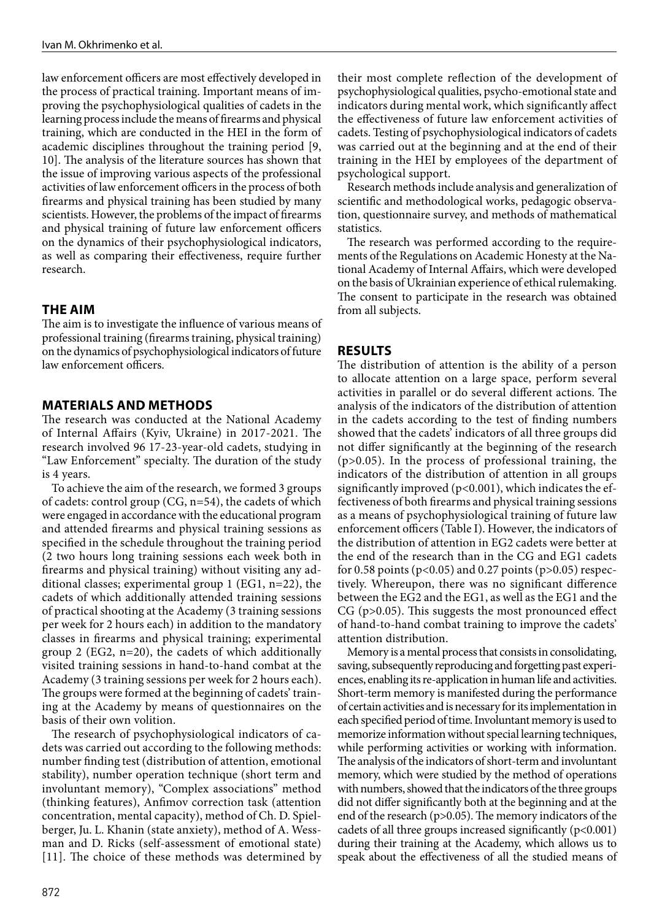law enforcement officers are most effectively developed in the process of practical training. Important means of improving the psychophysiological qualities of cadets in the learning process include the means of firearms and physical training, which are conducted in the HEI in the form of academic disciplines throughout the training period [9, 10]. The analysis of the literature sources has shown that the issue of improving various aspects of the professional activities of law enforcement officers in the process of both firearms and physical training has been studied by many scientists. However, the problems of the impact of firearms and physical training of future law enforcement officers on the dynamics of their psychophysiological indicators, as well as comparing their effectiveness, require further research.

## THE AIM

The aim is to investigate the influence of various means of professional training (firearms training, physical training) on the dynamics of psychophysiological indicators of future law enforcement officers.

## MATERIALS AND METHODS

The research was conducted at the National Academy of Internal Affairs (Kyiv, Ukraine) in 2017-2021. The research involved 96 17-23-year-old cadets, studying in "Law Enforcement" specialty. The duration of the study is 4 years.

To achieve the aim of the research, we formed 3 groups of cadets: control group (CG, n=54), the cadets of which were engaged in accordance with the educational program and attended firearms and physical training sessions as specified in the schedule throughout the training period (2 two hours long training sessions each week both in firearms and physical training) without visiting any additional classes; experimental group 1 (EG1, n=22), the cadets of which additionally attended training sessions of practical shooting at the Academy (3 training sessions per week for 2 hours each) in addition to the mandatory classes in firearms and physical training; experimental group 2 (EG2, n=20), the cadets of which additionally visited training sessions in hand-to-hand combat at the Academy (3 training sessions per week for 2 hours each). The groups were formed at the beginning of cadets' training at the Academy by means of questionnaires on the basis of their own volition.

The research of psychophysiological indicators of cadets was carried out according to the following methods: number finding test (distribution of attention, emotional stability), number operation technique (short term and involuntant memory), "Complex associations" method (thinking features), Anfimov correction task (attention concentration, mental capacity), method of Ch. D. Spielberger, Ju. L. Khanin (state anxiety), method of A. Wessman and D. Ricks (self-assessment of emotional state) [11]. The choice of these methods was determined by their most complete reflection of the development of psychophysiological qualities, psycho-emotional state and indicators during mental work, which significantly affect the effectiveness of future law enforcement activities of cadets. Testing of psychophysiological indicators of cadets was carried out at the beginning and at the end of their training in the HEI by employees of the department of psychological support.

Research methods include analysis and generalization of scientific and methodological works, pedagogic observation, questionnaire survey, and methods of mathematical statistics.

The research was performed according to the requirements of the Regulations on Academic Honesty at the National Academy of Internal Affairs, which were developed on the basis of Ukrainian experience of ethical rulemaking. The consent to participate in the research was obtained from all subjects.

## RESULTS

The distribution of attention is the ability of a person to allocate attention on a large space, perform several activities in parallel or do several different actions. The analysis of the indicators of the distribution of attention in the cadets according to the test of finding numbers showed that the cadets' indicators of all three groups did not differ significantly at the beginning of the research ($p>0.05$). In the process of professional training, the indicators of the distribution of attention in all groups significantly improved ($p<0.001$), which indicates the effectiveness of both firearms and physical training sessions as a means of psychophysiological training of future law enforcement officers (Table I). However, the indicators of the distribution of attention in EG2 cadets were better at the end of the research than in the CG and EG1 cadets for 0.58 points ($p<0.05$) and 0.27 points ($p>0.05$) respectively. Whereupon, there was no significant difference between the EG2 and the EG1, as well as the EG1 and the CG ($p>0.05$). This suggests the most pronounced effect of hand-to-hand combat training to improve the cadets' attention distribution.

Memory is a mental process that consists in consolidating, saving, subsequently reproducing and forgetting past experiences, enabling its re-application in human life and activities. Short-term memory is manifested during the performance of certain activities and is necessary for its implementation in each specified period of time. Involuntant memory is used to memorize information without special learning techniques, while performing activities or working with information. The analysis of the indicators of short-term and involuntant memory, which were studied by the method of operations with numbers, showed that the indicators of the three groups did not differ significantly both at the beginning and at the end of the research ($p>0.05$). The memory indicators of the cadets of all three groups increased significantly ($p<0.001$) during their training at the Academy, which allows us to speak about the effectiveness of all the studied means of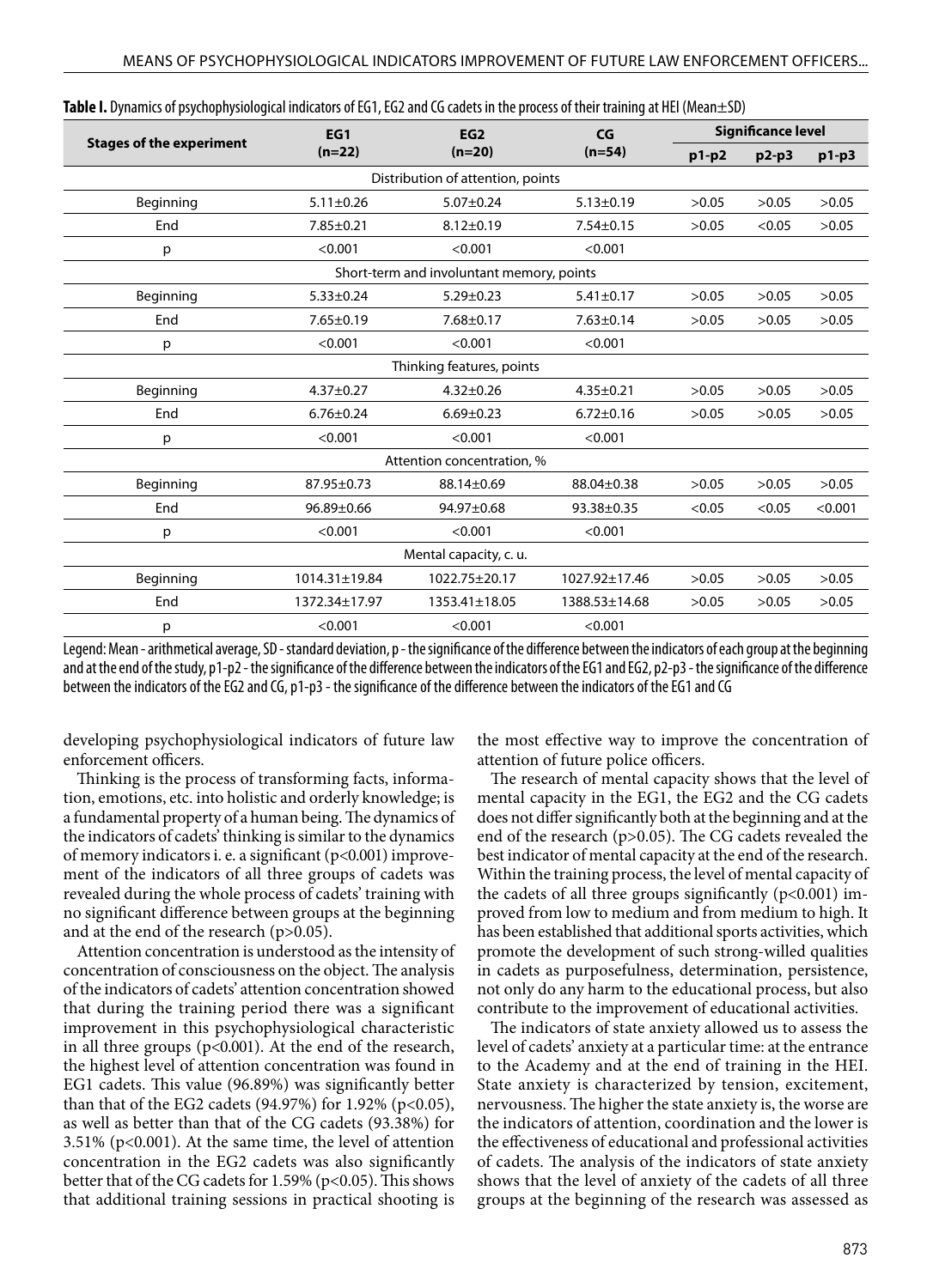**Table I.** Dynamics of psychophysiological indicators of EG1, EG2 and CG cadets in the process of their training at HEI (Mean±SD)

| Stages of the experiment | EG1 (n=22) | EG2 (n=20) | CG (n=54) | Significance level | | |
|---|---|---|---|---|---|---|
| | | | | p1-p2 | p2-p3 | p1-p3 |
| **Distribution of attention, points** | | | | | | |
| Beginning | 5.11±0.26 | 5.07±0.24 | 5.13±0.19 | >0.05 | >0.05 | >0.05 |
| End | 7.85±0.21 | 8.12±0.19 | 7.54±0.15 | >0.05 | <0.05 | >0.05 |
| p | <0.001 | <0.001 | <0.001 | | | |
| **Short-term and involuntant memory, points** | | | | | | |
| Beginning | 5.33±0.24 | 5.29±0.23 | 5.41±0.17 | >0.05 | >0.05 | >0.05 |
| End | 7.65±0.19 | 7.68±0.17 | 7.63±0.14 | >0.05 | >0.05 | >0.05 |
| p | <0.001 | <0.001 | <0.001 | | | |
| **Thinking features, points** | | | | | | |
| Beginning | 4.37±0.27 | 4.32±0.26 | 4.35±0.21 | >0.05 | >0.05 | >0.05 |
| End | 6.76±0.24 | 6.69±0.23 | 6.72±0.16 | >0.05 | >0.05 | >0.05 |
| p | <0.001 | <0.001 | <0.001 | | | |
| **Attention concentration, %** | | | | | | |
| Beginning | 87.95±0.73 | 88.14±0.69 | 88.04±0.38 | >0.05 | >0.05 | >0.05 |
| End | 96.89±0.66 | 94.97±0.68 | 93.38±0.35 | <0.05 | <0.05 | <0.001 |
| p | <0.001 | <0.001 | <0.001 | | | |
| **Mental capacity, c. u.** | | | | | | |
| Beginning | 1014.31±19.84 | 1022.75±20.17 | 1027.92±17.46 | >0.05 | >0.05 | >0.05 |
| End | 1372.34±17.97 | 1353.41±18.05 | 1388.53±14.68 | >0.05 | >0.05 | >0.05 |
| p | <0.001 | <0.001 | <0.001 | | | |

Legend: Mean - arithmetical average, SD - standard deviation, p - the significance of the difference between the indicators of each group at the beginning and at the end of the study, p1-p2 - the significance of the difference between the indicators of the EG1 and EG2, p2-p3 - the significance of the difference between the indicators of the EG2 and CG, p1-p3 - the significance of the difference between the indicators of the EG1 and CG

developing psychophysiological indicators of future law enforcement officers.

Thinking is the process of transforming facts, information, emotions, etc. into holistic and orderly knowledge; is a fundamental property of a human being. The dynamics of the indicators of cadets' thinking is similar to the dynamics of memory indicators i. e. a significant ($p<0.001$) improvement of the indicators of all three groups of cadets was revealed during the whole process of cadets' training with no significant difference between groups at the beginning and at the end of the research ($p>0.05$).

Attention concentration is understood as the intensity of concentration of consciousness on the object. The analysis of the indicators of cadets' attention concentration showed that during the training period there was a significant improvement in this psychophysiological characteristic in all three groups ($p<0.001$). At the end of the research, the highest level of attention concentration was found in EG1 cadets. This value (96.89%) was significantly better than that of the EG2 cadets (94.97%) for 1.92% ($p<0.05$), as well as better than that of the CG cadets (93.38%) for 3.51% ($p<0.001$). At the same time, the level of attention concentration in the EG2 cadets was also significantly better that of the CG cadets for 1.59% ($p<0.05$). This shows that additional training sessions in practical shooting is the most effective way to improve the concentration of attention of future police officers.

The research of mental capacity shows that the level of mental capacity in the EG1, the EG2 and the CG cadets does not differ significantly both at the beginning and at the end of the research ($p>0.05$). The CG cadets revealed the best indicator of mental capacity at the end of the research. Within the training process, the level of mental capacity of the cadets of all three groups significantly ($p<0.001$) improved from low to medium and from medium to high. It has been established that additional sports activities, which promote the development of such strong-willed qualities in cadets as purposefulness, determination, persistence, not only do any harm to the educational process, but also contribute to the improvement of educational activities.

The indicators of state anxiety allowed us to assess the level of cadets' anxiety at a particular time: at the entrance to the Academy and at the end of training in the HEI. State anxiety is characterized by tension, excitement, nervousness. The higher the state anxiety is, the worse are the indicators of attention, coordination and the lower is the effectiveness of educational and professional activities of cadets. The analysis of the indicators of state anxiety shows that the level of anxiety of the cadets of all three groups at the beginning of the research was assessed as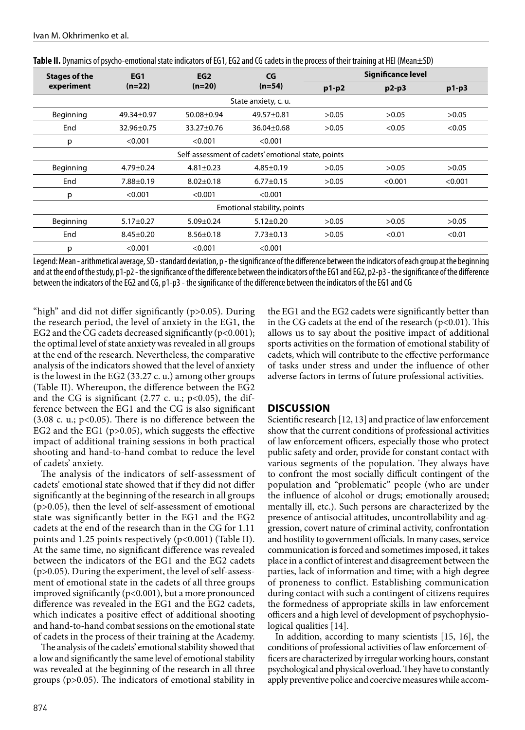**Table II.** Dynamics of psycho-emotional state indicators of EG1, EG2 and CG cadets in the process of their training at HEI (Mean±SD)

| Stages of the experiment | EG1 (n=22) | EG2 (n=20) | CG (n=54) | Significance level | | |
|---|---|---|---|---|---|---|
| | | | | p1-p2 | p2-p3 | p1-p3 |
| | | | State anxiety, c. u. | | | |
| Beginning | 49.34±0.97 | 50.08±0.94 | 49.57±0.81 | >0.05 | >0.05 | >0.05 |
| End | 32.96±0.75 | 33.27±0.76 | 36.04±0.68 | >0.05 | <0.05 | <0.05 |
| p | <0.001 | <0.001 | <0.001 | | | |
| | | | Self-assessment of cadets' emotional state, points | | | |
| Beginning | 4.79±0.24 | 4.81±0.23 | 4.85±0.19 | >0.05 | >0.05 | >0.05 |
| End | 7.88±0.19 | 8.02±0.18 | 6.77±0.15 | >0.05 | <0.001 | <0.001 |
| p | <0.001 | <0.001 | <0.001 | | | |
| | | | Emotional stability, points | | | |
| Beginning | 5.17±0.27 | 5.09±0.24 | 5.12±0.20 | >0.05 | >0.05 | >0.05 |
| End | 8.45±0.20 | 8.56±0.18 | 7.73±0.13 | >0.05 | <0.01 | <0.01 |
| p | <0.001 | <0.001 | <0.001 | | | |

Legend: Mean - arithmetical average, SD - standard deviation, p - the significance of the difference between the indicators of each group at the beginning and at the end of the study, p1-p2 - the significance of the difference between the indicators of the EG1 and EG2, p2-p3 - the significance of the difference between the indicators of the EG2 and CG, p1-p3 - the significance of the difference between the indicators of the EG1 and CG

"high" and did not differ significantly ($p>0.05$). During the research period, the level of anxiety in the EG1, the EG2 and the CG cadets decreased significantly ($p<0.001$); the optimal level of state anxiety was revealed in all groups at the end of the research. Nevertheless, the comparative analysis of the indicators showed that the level of anxiety is the lowest in the EG2 (33.27 c. u.) among other groups (Table II). Whereupon, the difference between the EG2 and the CG is significant (2.77 c. u.; $p<0.05$), the difference between the EG1 and the CG is also significant (3.08 c. u.; $p<0.05$). There is no difference between the EG2 and the EG1 ($p>0.05$), which suggests the effective impact of additional training sessions in both practical shooting and hand-to-hand combat to reduce the level of cadets' anxiety.

The analysis of the indicators of self-assessment of cadets' emotional state showed that if they did not differ significantly at the beginning of the research in all groups ($p>0.05$), then the level of self-assessment of emotional state was significantly better in the EG1 and the EG2 cadets at the end of the research than in the CG for 1.11 points and 1.25 points respectively ($p<0.001$) (Table II). At the same time, no significant difference was revealed between the indicators of the EG1 and the EG2 cadets ($p>0.05$). During the experiment, the level of self-assessment of emotional state in the cadets of all three groups improved significantly ($p<0.001$), but a more pronounced difference was revealed in the EG1 and the EG2 cadets, which indicates a positive effect of additional shooting and hand-to-hand combat sessions on the emotional state of cadets in the process of their training at the Academy.

The analysis of the cadets' emotional stability showed that a low and significantly the same level of emotional stability was revealed at the beginning of the research in all three groups ($p>0.05$). The indicators of emotional stability in the EG1 and the EG2 cadets were significantly better than in the CG cadets at the end of the research ($p<0.01$). This allows us to say about the positive impact of additional sports activities on the formation of emotional stability of cadets, which will contribute to the effective performance of tasks under stress and under the influence of other adverse factors in terms of future professional activities.

## DISCUSSION

Scientific research [12, 13] and practice of law enforcement show that the current conditions of professional activities of law enforcement officers, especially those who protect public safety and order, provide for constant contact with various segments of the population. They always have to confront the most socially difficult contingent of the population and "problematic" people (who are under the influence of alcohol or drugs; emotionally aroused; mentally ill, etc.). Such persons are characterized by the presence of antisocial attitudes, uncontrollability and aggression, covert nature of criminal activity, confrontation and hostility to government officials. In many cases, service communication is forced and sometimes imposed, it takes place in a conflict of interest and disagreement between the parties, lack of information and time; with a high degree of proneness to conflict. Establishing communication during contact with such a contingent of citizens requires the formedness of appropriate skills in law enforcement officers and a high level of development of psychophysiological qualities [14].

In addition, according to many scientists [15, 16], the conditions of professional activities of law enforcement officers are characterized by irregular working hours, constant psychological and physical overload. They have to constantly apply preventive police and coercive measures while accom-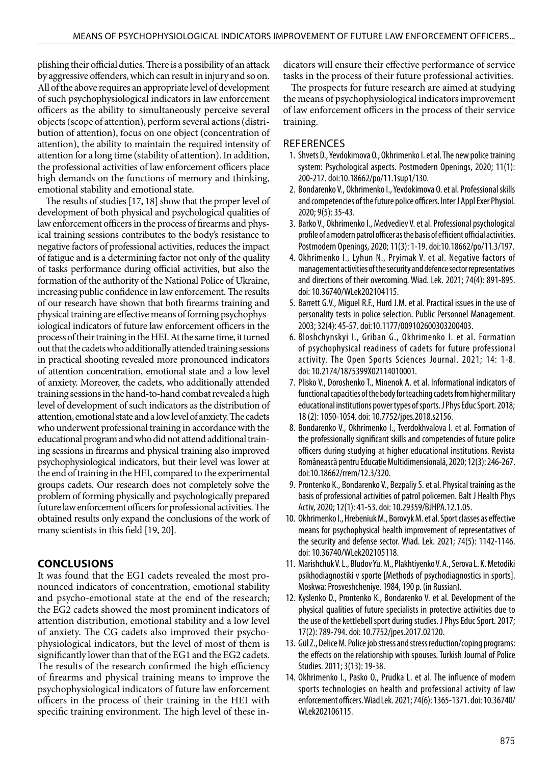plishing their official duties. There is a possibility of an attack by aggressive offenders, which can result in injury and so on. All of the above requires an appropriate level of development of such psychophysiological indicators in law enforcement officers as the ability to simultaneously perceive several objects (scope of attention), perform several actions (distribution of attention), focus on one object (concentration of attention), the ability to maintain the required intensity of attention for a long time (stability of attention). In addition, the professional activities of law enforcement officers place high demands on the functions of memory and thinking, emotional stability and emotional state.

The results of studies [17, 18] show that the proper level of development of both physical and psychological qualities of law enforcement officers in the process of firearms and physical training sessions contributes to the body's resistance to negative factors of professional activities, reduces the impact of fatigue and is a determining factor not only of the quality of tasks performance during official activities, but also the formation of the authority of the National Police of Ukraine, increasing public confidence in law enforcement. The results of our research have shown that both firearms training and physical training are effective means of forming psychophysiological indicators of future law enforcement officers in the process of their training in the HEI. At the same time, it turned out that the cadets who additionally attended training sessions in practical shooting revealed more pronounced indicators of attention concentration, emotional state and a low level of anxiety. Moreover, the cadets, who additionally attended training sessions in the hand-to-hand combat revealed a high level of development of such indicators as the distribution of attention, emotional state and a low level of anxiety. The cadets who underwent professional training in accordance with the educational program and who did not attend additional training sessions in firearms and physical training also improved psychophysiological indicators, but their level was lower at the end of training in the HEI, compared to the experimental groups cadets. Our research does not completely solve the problem of forming physically and psychologically prepared future law enforcement officers for professional activities. The obtained results only expand the conclusions of the work of many scientists in this field [19, 20].

## CONCLUSIONS

It was found that the EG1 cadets revealed the most pronounced indicators of concentration, emotional stability and psycho-emotional state at the end of the research; the EG2 cadets showed the most prominent indicators of attention distribution, emotional stability and a low level of anxiety. The CG cadets also improved their psychophysiological indicators, but the level of most of them is significantly lower than that of the EG1 and the EG2 cadets. The results of the research confirmed the high efficiency of firearms and physical training means to improve the psychophysiological indicators of future law enforcement officers in the process of their training in the HEI with specific training environment. The high level of these indicators will ensure their effective performance of service tasks in the process of their future professional activities.

The prospects for future research are aimed at studying the means of psychophysiological indicators improvement of law enforcement officers in the process of their service training.

## REFERENCES

1. Shvets D., Yevdokimova O., Okhrimenko I. et al. The new police training system: Psychological aspects. Postmodern Openings, 2020; 11(1): 200-217. doi:10.18662/po/11.1sup1/130.
2. Bondarenko V., Okhrimenko I., Yevdokimova O. et al. Professional skills and competencies of the future police officers. Inter J Appl Exer Physiol. 2020; 9(5): 35-43.
3. Barko V., Okhrimenko I., Medvediev V. et al. Professional psychological profile of a modern patrol officer as the basis of efficient official activities. Postmodern Openings, 2020; 11(3): 1-19. doi:10.18662/po/11.3/197.
4. Okhrimenko I., Lyhun N., Pryimak V. et al. Negative factors of management activities of the security and defence sector representatives and directions of their overcoming. Wiad. Lek. 2021; 74(4): 891-895. doi: 10.36740/WLek202104115.
5. Barrett G.V., Miguel R.F., Hurd J.M. et al. Practical issues in the use of personality tests in police selection. Public Personnel Management. 2003; 32(4): 45-57. doi:10.1177/009102600303200403.
6. Bloshchynskyi I., Griban G., Okhrimenko I. et al. Formation of psychophysical readiness of cadets for future professional activity. The Open Sports Sciences Journal. 2021; 14: 1-8. doi: 10.2174/1875399X02114010001.
7. Plisko V., Doroshenko T., Minenok A. et al. Informational indicators of functional capacities of the body for teaching cadets from higher military educational institutions power types of sports. J Phys Educ Sport. 2018; 18 (2): 1050-1054. doi: 10.7752/jpes.2018.s2156.
8. Bondarenko V., Okhrimenko I., Tverdokhvalova I. et al. Formation of the professionally significant skills and competencies of future police officers during studying at higher educational institutions. Revista Românească pentru Educație Multidimensională, 2020; 12(3): 246-267. doi:10.18662/rrem/12.3/320.
9. Prontenko K., Bondarenko V., Bezpaliy S. et al. Physical training as the basis of professional activities of patrol policemen. Balt J Health Phys Activ, 2020; 12(1): 41-53. doi: 10.29359/BJHPA.12.1.05.
10. Okhrimenko I., Hrebeniuk M., Borovyk M. et al. Sport classes as effective means for psychophysical health improvement of representatives of the security and defense sector. Wiad. Lek. 2021; 74(5): 1142-1146. doi: 10.36740/WLek202105118.
11. Marishchuk V. L., Bludov Yu. M., Plakhtiyenko V. A., Serova L. K. Metodiki psikhodiagnostiki v sporte [Methods of psychodiagnostics in sports]. Moskwa: Prosveshcheniye. 1984, 190 p. (in Russian).
12. Kyslenko D., Prontenko K., Bondarenko V. et al. Development of the physical qualities of future specialists in protective activities due to the use of the kettlebell sport during studies. J Phys Educ Sport. 2017; 17(2): 789-794. doi: 10.7752/jpes.2017.02120.
13. Gül Z., Delice M. Police job stress and stress reduction/coping programs: the effects on the relationship with spouses. Turkish Journal of Police Studies. 2011; 3(13): 19-38.
14. Okhrimenko I., Pasko O., Prudka L. et al. The influence of modern sports technologies on health and professional activity of law enforcement officers. Wiad Lek. 2021; 74(6): 1365-1371. doi: 10.36740/WLek202106115.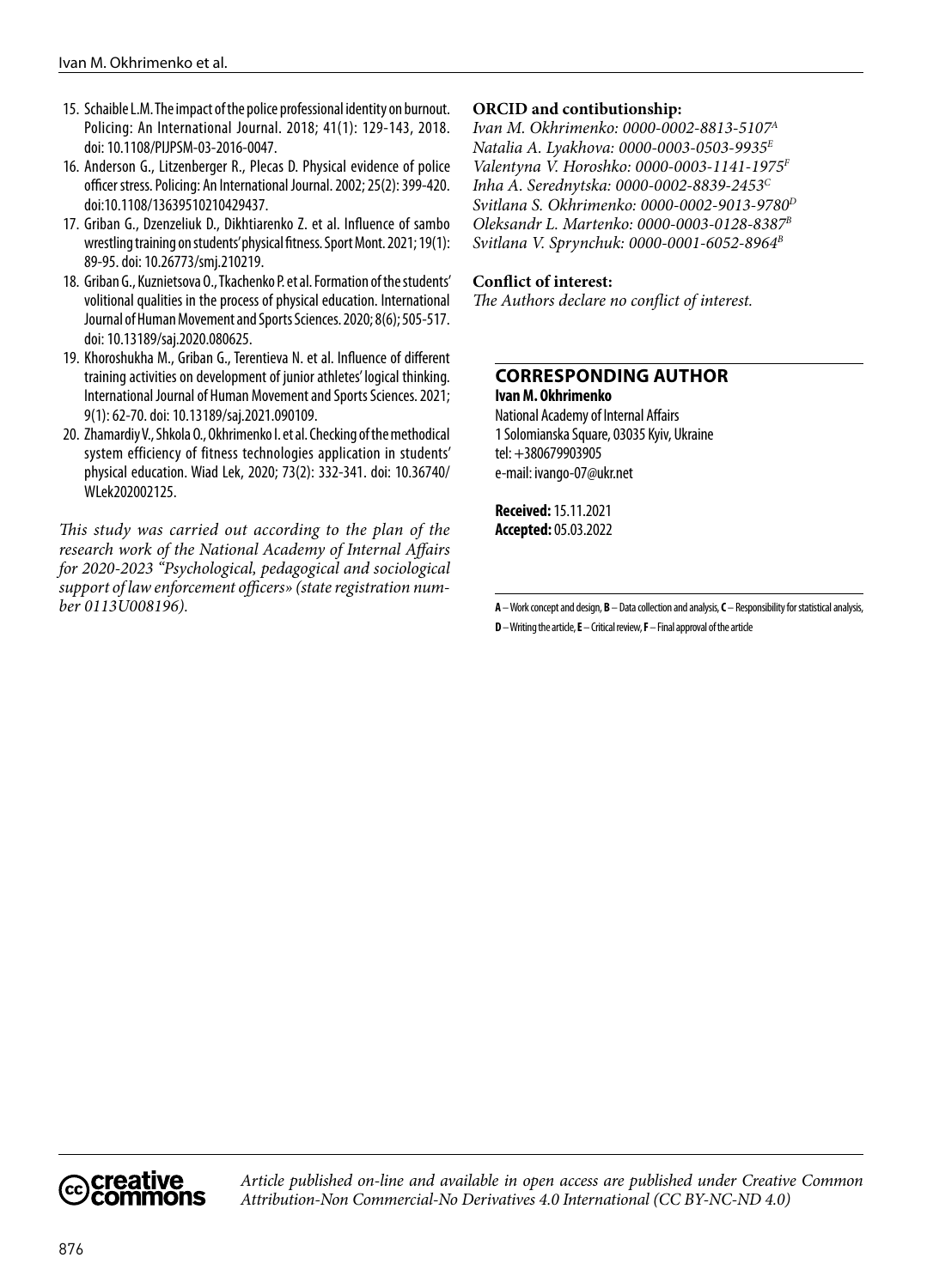15. Schaible L.M. The impact of the police professional identity on burnout. Policing: An International Journal. 2018; 41(1): 129-143, 2018. doi: 10.1108/PIJPSM-03-2016-0047.
16. Anderson G., Litzenberger R., Plecas D. Physical evidence of police officer stress. Policing: An International Journal. 2002; 25(2): 399-420. doi:10.1108/13639510210429437.
17. Griban G., Dzenzeliuk D., Dikhtiarenko Z. et al. Influence of sambo wrestling training on students' physical fitness. Sport Mont. 2021; 19(1): 89-95. doi: 10.26773/smj.210219.
18. Griban G., Kuznietsova O., Tkachenko P. et al. Formation of the students' volitional qualities in the process of physical education. International Journal of Human Movement and Sports Sciences. 2020; 8(6); 505-517. doi: 10.13189/saj.2020.080625.
19. Khoroshukha M., Griban G., Terentieva N. et al. Influence of different training activities on development of junior athletes' logical thinking. International Journal of Human Movement and Sports Sciences. 2021; 9(1): 62-70. doi: 10.13189/saj.2021.090109.
20. Zhamardiy V., Shkola O., Okhrimenko I. et al. Checking of the methodical system efficiency of fitness technologies application in students' physical education. Wiad Lek, 2020; 73(2): 332-341. doi: 10.36740/WLek202002125.

*This study was carried out according to the plan of the research work of the National Academy of Internal Affairs for 2020-2023 "Psychological, pedagogical and sociological support of law enforcement officers» (state registration number 0113U008196).*

**ORCID and contibutionship:**

*Ivan M. Okhrimenko: 0000-0002-8813-5107[A]*
*Natalia A. Lyakhova: 0000-0003-0503-9935[E]*
*Valentyna V. Horoshko: 0000-0003-1141-1975[F]*
*Inha A. Serednytska: 0000-0002-8839-2453[C]*
*Svitlana S. Okhrimenko: 0000-0002-9013-9780[D]*
*Oleksandr L. Martenko: 0000-0003-0128-8387[B]*
*Svitlana V. Sprynchuk: 0000-0001-6052-8964[B]*

**Conflict of interest:**

*The Authors declare no conflict of interest.*

## CORRESPONDING AUTHOR

**Ivan M. Okhrimenko**
National Academy of Internal Affairs
1 Solomianska Square, 03035 Kyiv, Ukraine
tel: +380679903905
e-mail: ivango-07@ukr.net

**Received:** 15.11.2021
**Accepted:** 05.03.2022

**A** – Work concept and design, **B** – Data collection and analysis, **C** – Responsibility for statistical analysis, **D** – Writing the article, **E** – Critical review, **F** – Final approval of the article

*Article published on-line and available in open access are published under Creative Common Attribution-Non Commercial-No Derivatives 4.0 International (CC BY-NC-ND 4.0)*